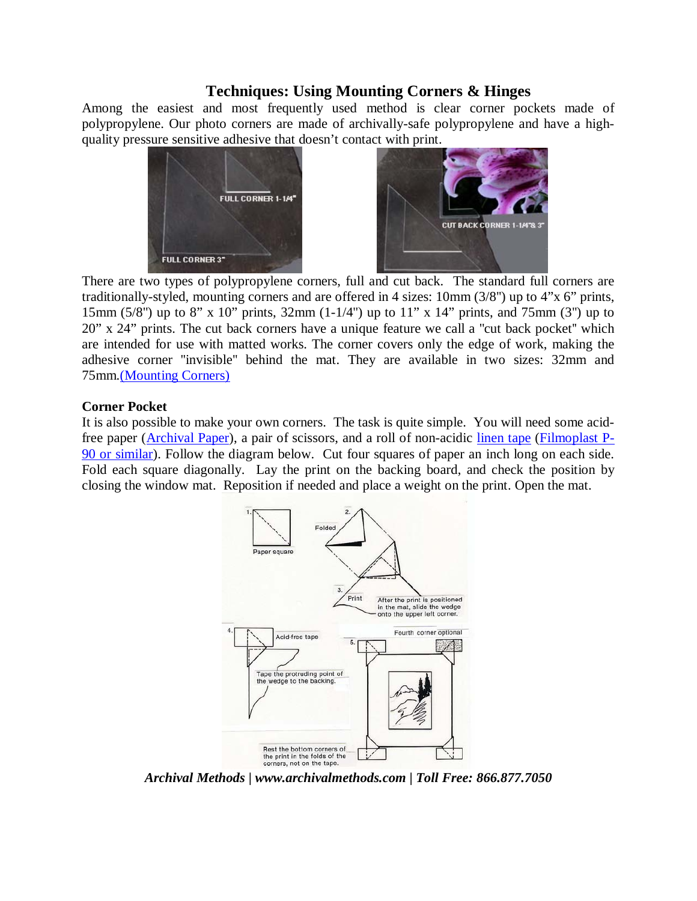## Techniques: Using Mounting Corners & Hinges

Among the easiest and most frequently used method is clear corner pockets made of polypropylene. Our photo corners are made of archivally-safe polypropylene and have a high-quality pressure sensitive adhesive that doesn't contact with print.

There are two types of polypropylene corners, full and cut back. The standard full corners are traditionally-styled, mounting corners and are offered in 4 sizes: 10mm (3/8") up to 4"x 6" prints, 15mm (5/8") up to 8" x 10" prints, 32mm (1-1/4") up to 11" x 14" prints, and 75mm (3") up to 20" x 24" prints. The cut back corners have a unique feature we call a "cut back pocket" which are intended for use with matted works. The corner covers only the edge of work, making the adhesive corner "invisible" behind the mat. They are available in two sizes: 32mm and 75mm.(Mounting Corners)

**Corner Pocket**

It is also possible to make your own corners. The task is quite simple. You will need some acid-free paper (Archival Paper), a pair of scissors, and a roll of non-acidic linen tape (Filmoplast P-90 or similar). Follow the diagram below. Cut four squares of paper an inch long on each side. Fold each square diagonally. Lay the print on the backing board, and check the position by closing the window mat. Reposition if needed and place a weight on the print. Open the mat.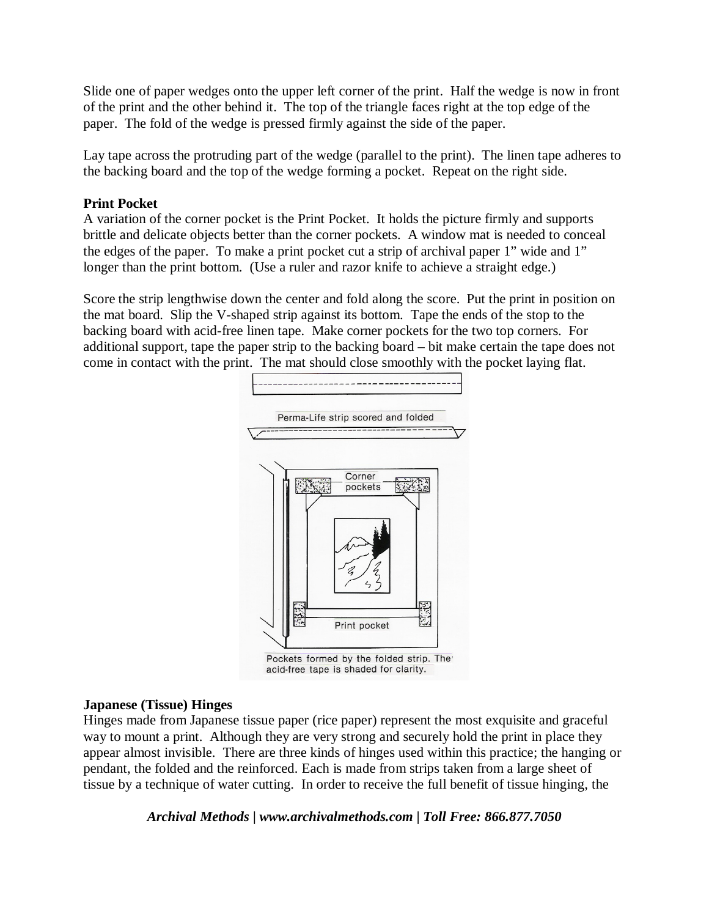Slide one of paper wedges onto the upper left corner of the print. Half the wedge is now in front of the print and the other behind it. The top of the triangle faces right at the top edge of the paper. The fold of the wedge is pressed firmly against the side of the paper.

Lay tape across the protruding part of the wedge (parallel to the print). The linen tape adheres to the backing board and the top of the wedge forming a pocket. Repeat on the right side.

**Print Pocket**

A variation of the corner pocket is the Print Pocket. It holds the picture firmly and supports brittle and delicate objects better than the corner pockets. A window mat is needed to conceal the edges of the paper. To make a print pocket cut a strip of archival paper 1" wide and 1" longer than the print bottom. (Use a ruler and razor knife to achieve a straight edge.)

Score the strip lengthwise down the center and fold along the score. Put the print in position on the mat board. Slip the V-shaped strip against its bottom. Tape the ends of the stop to the backing board with acid-free linen tape. Make corner pockets for the two top corners. For additional support, tape the paper strip to the backing board – bit make certain the tape does not come in contact with the print. The mat should close smoothly with the pocket laying flat.

Perma-Life strip scored and folded

Corner pockets

Print pocket

Pockets formed by the folded strip. The acid-free tape is shaded for clarity.

**Japanese (Tissue) Hinges**

Hinges made from Japanese tissue paper (rice paper) represent the most exquisite and graceful way to mount a print. Although they are very strong and securely hold the print in place they appear almost invisible. There are three kinds of hinges used within this practice; the hanging or pendant, the folded and the reinforced. Each is made from strips taken from a large sheet of tissue by a technique of water cutting. In order to receive the full benefit of tissue hinging, the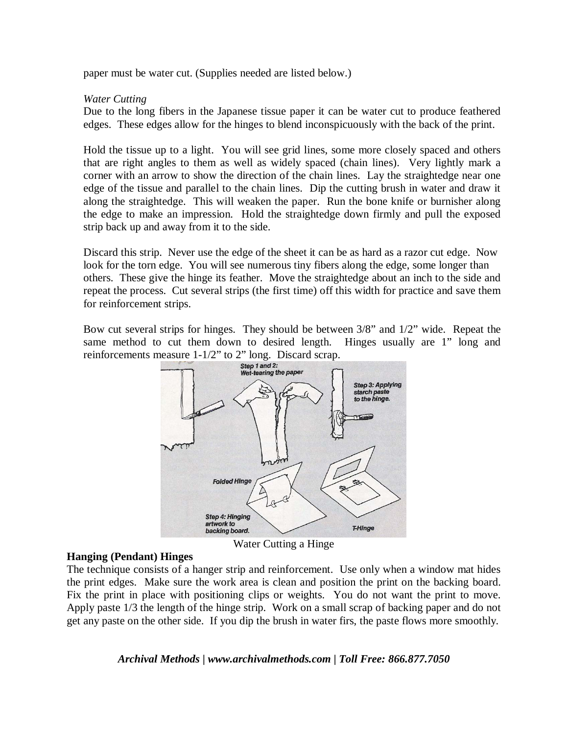paper must be water cut. (Supplies needed are listed below.)

*Water Cutting*

Due to the long fibers in the Japanese tissue paper it can be water cut to produce feathered edges. These edges allow for the hinges to blend inconspicuously with the back of the print.

Hold the tissue up to a light. You will see grid lines, some more closely spaced and others that are right angles to them as well as widely spaced (chain lines). Very lightly mark a corner with an arrow to show the direction of the chain lines. Lay the straightedge near one edge of the tissue and parallel to the chain lines. Dip the cutting brush in water and draw it along the straightedge. This will weaken the paper. Run the bone knife or burnisher along the edge to make an impression. Hold the straightedge down firmly and pull the exposed strip back up and away from it to the side.

Discard this strip. Never use the edge of the sheet it can be as hard as a razor cut edge. Now look for the torn edge. You will see numerous tiny fibers along the edge, some longer than others. These give the hinge its feather. Move the straightedge about an inch to the side and repeat the process. Cut several strips (the first time) off this width for practice and save them for reinforcement strips.

Bow cut several strips for hinges. They should be between 3/8" and 1/2" wide. Repeat the same method to cut them down to desired length. Hinges usually are 1" long and reinforcements measure 1-1/2" to 2" long. Discard scrap.

Water Cutting a Hinge

**Hanging (Pendant) Hinges**

The technique consists of a hanger strip and reinforcement. Use only when a window mat hides the print edges. Make sure the work area is clean and position the print on the backing board. Fix the print in place with positioning clips or weights. You do not want the print to move. Apply paste 1/3 the length of the hinge strip. Work on a small scrap of backing paper and do not get any paste on the other side. If you dip the brush in water firs, the paste flows more smoothly.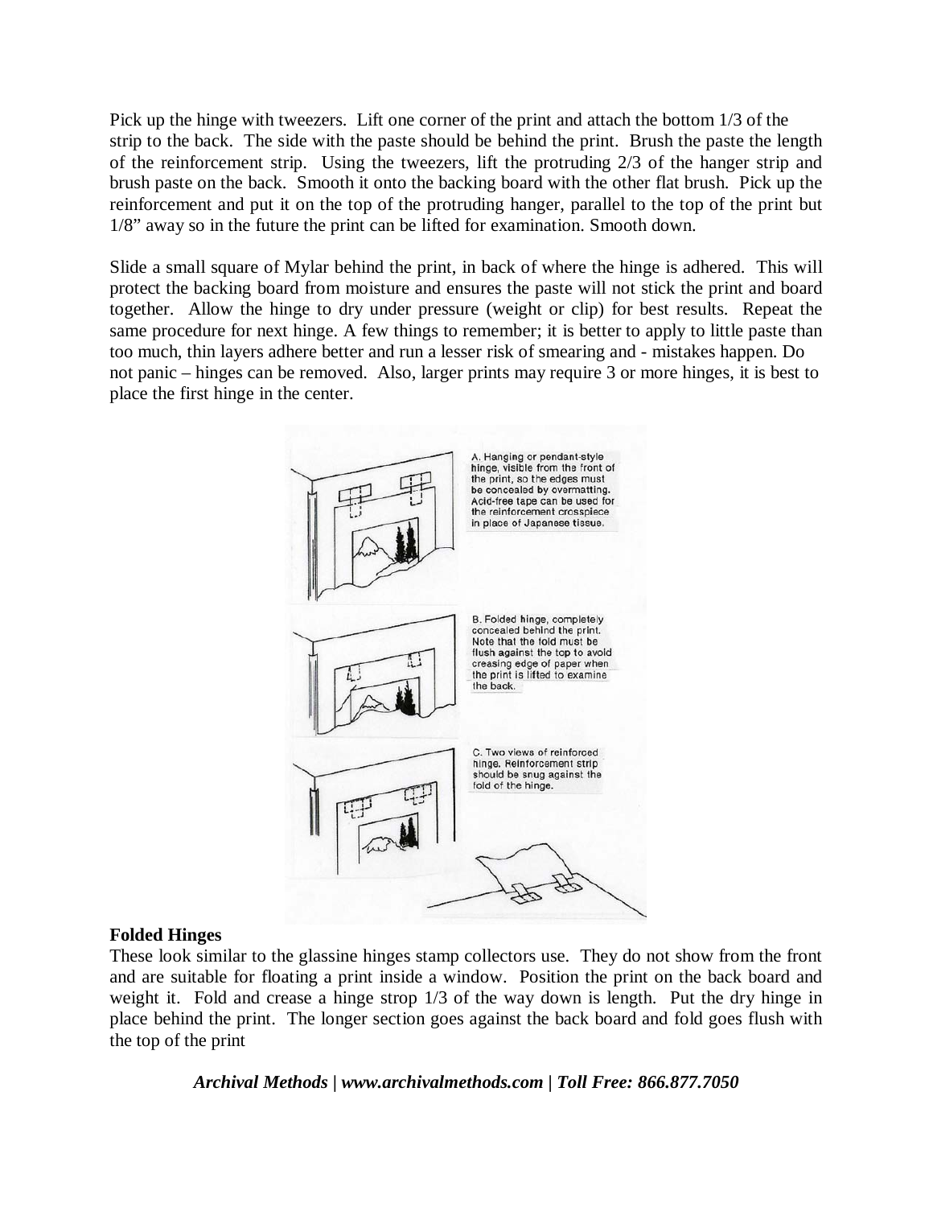Pick up the hinge with tweezers. Lift one corner of the print and attach the bottom 1/3 of the strip to the back. The side with the paste should be behind the print. Brush the paste the length of the reinforcement strip. Using the tweezers, lift the protruding 2/3 of the hanger strip and brush paste on the back. Smooth it onto the backing board with the other flat brush. Pick up the reinforcement and put it on the top of the protruding hanger, parallel to the top of the print but 1/8" away so in the future the print can be lifted for examination. Smooth down.

Slide a small square of Mylar behind the print, in back of where the hinge is adhered. This will protect the backing board from moisture and ensures the paste will not stick the print and board together. Allow the hinge to dry under pressure (weight or clip) for best results. Repeat the same procedure for next hinge. A few things to remember; it is better to apply to little paste than too much, thin layers adhere better and run a lesser risk of smearing and - mistakes happen. Do not panic – hinges can be removed. Also, larger prints may require 3 or more hinges, it is best to place the first hinge in the center.

A. Hanging or pendant-style hinge, visible from the front of the print, so the edges must be concealed by overmatting. Acid-free tape can be used for the reinforcement crosspiece in place of Japanese tissue.

B. Folded hinge, completely concealed behind the print. Note that the fold must be flush against the top to avoid creasing edge of paper when the print is lifted to examine the back.

C. Two views of reinforced hinge. Reinforcement strip should be snug against the fold of the hinge.

**Folded Hinges**

These look similar to the glassine hinges stamp collectors use. They do not show from the front and are suitable for floating a print inside a window. Position the print on the back board and weight it. Fold and crease a hinge strop 1/3 of the way down is length. Put the dry hinge in place behind the print. The longer section goes against the back board and fold goes flush with the top of the print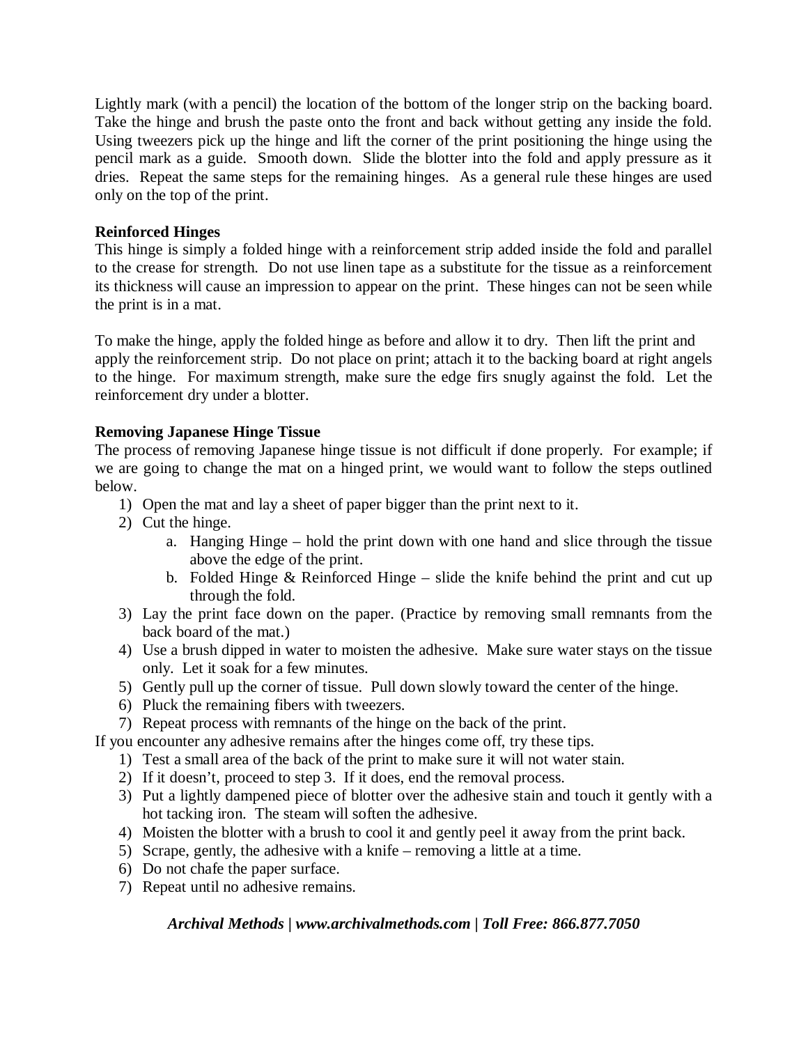Lightly mark (with a pencil) the location of the bottom of the longer strip on the backing board. Take the hinge and brush the paste onto the front and back without getting any inside the fold. Using tweezers pick up the hinge and lift the corner of the print positioning the hinge using the pencil mark as a guide. Smooth down. Slide the blotter into the fold and apply pressure as it dries. Repeat the same steps for the remaining hinges. As a general rule these hinges are used only on the top of the print.

**Reinforced Hinges**
This hinge is simply a folded hinge with a reinforcement strip added inside the fold and parallel to the crease for strength. Do not use linen tape as a substitute for the tissue as a reinforcement its thickness will cause an impression to appear on the print. These hinges can not be seen while the print is in a mat.

To make the hinge, apply the folded hinge as before and allow it to dry. Then lift the print and apply the reinforcement strip. Do not place on print; attach it to the backing board at right angels to the hinge. For maximum strength, make sure the edge firs snugly against the fold. Let the reinforcement dry under a blotter.

**Removing Japanese Hinge Tissue**
The process of removing Japanese hinge tissue is not difficult if done properly. For example; if we are going to change the mat on a hinged print, we would want to follow the steps outlined below.

1) Open the mat and lay a sheet of paper bigger than the print next to it.
2) Cut the hinge.
    a. Hanging Hinge – hold the print down with one hand and slice through the tissue above the edge of the print.
    b. Folded Hinge & Reinforced Hinge – slide the knife behind the print and cut up through the fold.
3) Lay the print face down on the paper. (Practice by removing small remnants from the back board of the mat.)
4) Use a brush dipped in water to moisten the adhesive. Make sure water stays on the tissue only. Let it soak for a few minutes.
5) Gently pull up the corner of tissue. Pull down slowly toward the center of the hinge.
6) Pluck the remaining fibers with tweezers.
7) Repeat process with remnants of the hinge on the back of the print.

If you encounter any adhesive remains after the hinges come off, try these tips.

1) Test a small area of the back of the print to make sure it will not water stain.
2) If it doesn't, proceed to step 3. If it does, end the removal process.
3) Put a lightly dampened piece of blotter over the adhesive stain and touch it gently with a hot tacking iron. The steam will soften the adhesive.
4) Moisten the blotter with a brush to cool it and gently peel it away from the print back.
5) Scrape, gently, the adhesive with a knife – removing a little at a time.
6) Do not chafe the paper surface.
7) Repeat until no adhesive remains.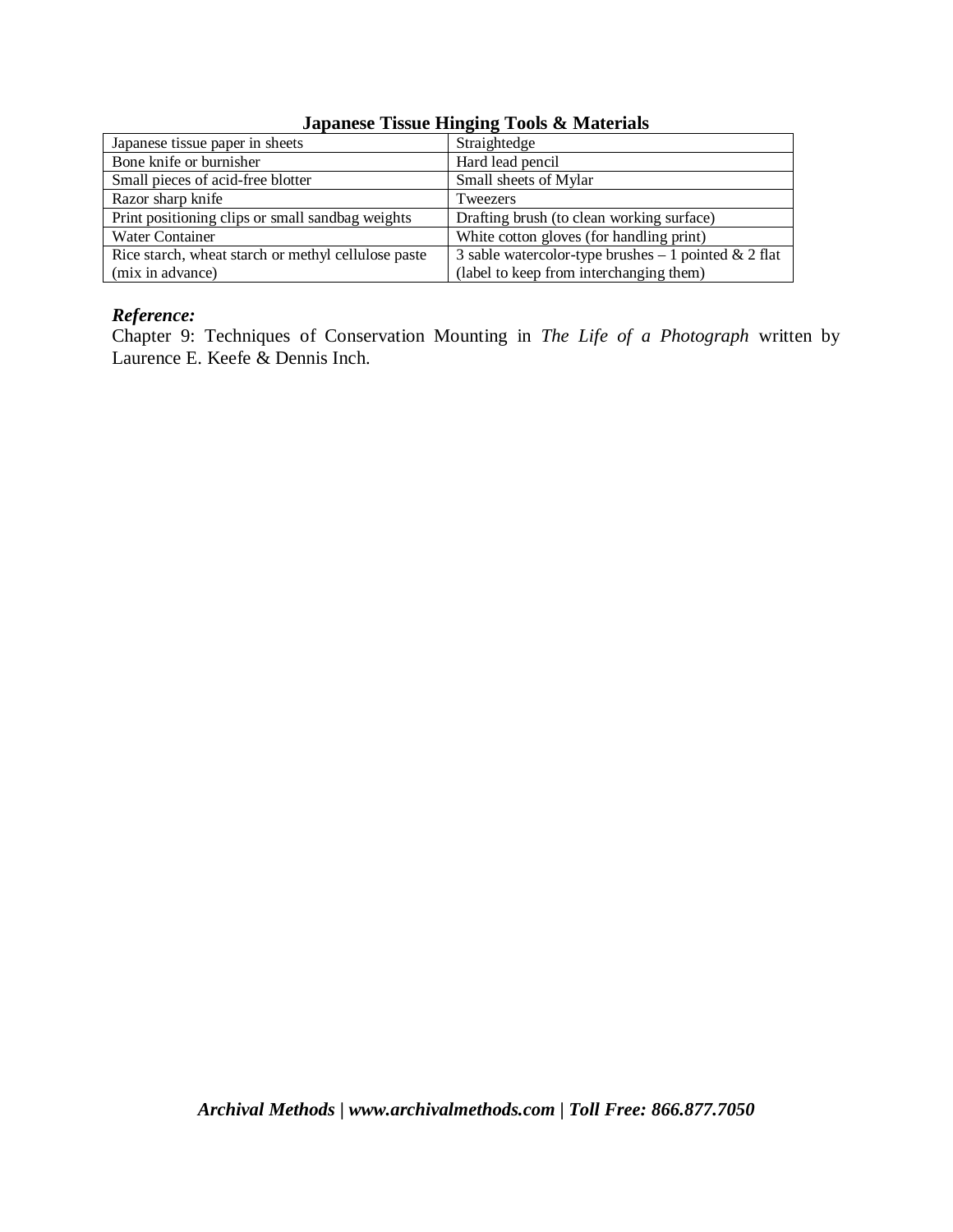**Japanese Tissue Hinging Tools & Materials**

| | |
|---|---|
| Japanese tissue paper in sheets | Straightedge |
| Bone knife or burnisher | Hard lead pencil |
| Small pieces of acid-free blotter | Small sheets of Mylar |
| Razor sharp knife | Tweezers |
| Print positioning clips or small sandbag weights | Drafting brush (to clean working surface) |
| Water Container | White cotton gloves (for handling print) |
| Rice starch, wheat starch or methyl cellulose paste (mix in advance) | 3 sable watercolor-type brushes – 1 pointed & 2 flat (label to keep from interchanging them) |

***Reference:***

Chapter 9: Techniques of Conservation Mounting in *The Life of a Photograph* written by Laurence E. Keefe & Dennis Inch.